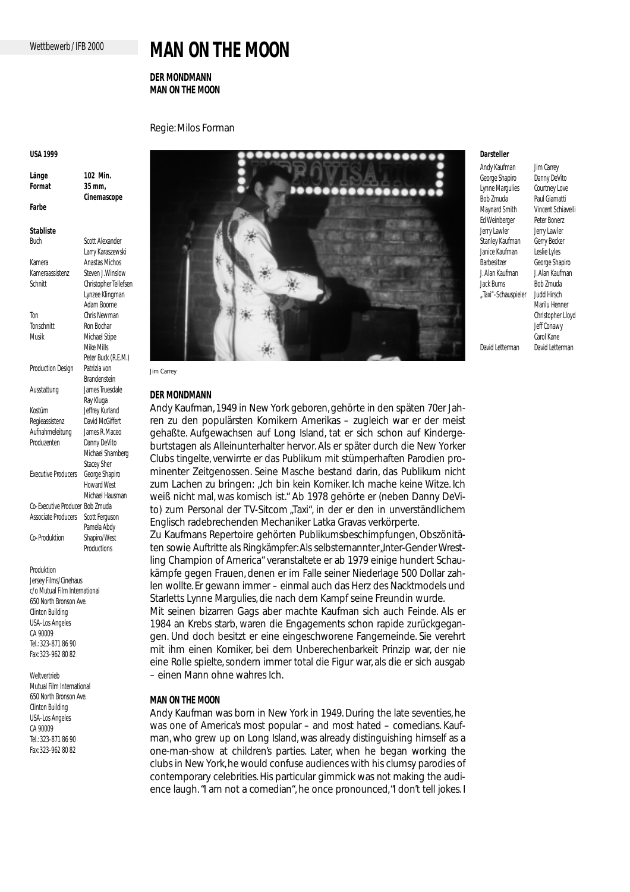Wettbewerb / IFB 2000

# MAN ON THE MOON

**DER MONDMANN**
**MAN ON THE MOON**

Regie: Milos Forman

**USA 1999**

| | |
|---|---|
| **Länge** | **102 Min.** |
| **Format** | **35 mm, Cinemascope** |
| **Farbe** | |

**Stabliste**

| | |
|---|---|
| Buch | Scott Alexander, Larry Karaszewski |
| Kamera | Anastas Michos |
| Kameraassistenz | Steven J. Winslow |
| Schnitt | Christopher Tellefsen, Lynzee Klingman, Adam Boome |
| Ton | Chris Newman |
| Tonschnitt | Ron Bochar |
| Musik | Michael Stipe, Mike Mills, Peter Buck (R.E.M.) |
| Production Design | Patrizia von Brandenstein |
| Ausstattung | James Truesdale, Ray Kluga |
| Kostüm | Jeffrey Kurland |
| Regieassistenz | David McGiffert |
| Aufnahmeleitung | James R. Maceo |
| Produzenten | Danny DeVito, Michael Shamberg, Stacey Sher |
| Executive Producers | George Shapiro, Howard West, Michael Hausman |
| Co-Executive Producer | Bob Zmuda |
| Associate Producers | Scott Ferguson, Pamela Abdy |
| Co-Produktion | Shapiro/West Productions |

Produktion
Jersey Films/Cinehaus
c/o Mutual Film International
650 North Bronson Ave.
Clinton Building
USA-Los Angeles
CA 90009
Tel.: 323-871 86 90
Fax: 323-962 80 82

Weltvertrieb
Mutual Film International
650 North Bronson Ave.
Clinton Building
USA-Los Angeles
CA 90009
Tel.: 323-871 86 90
Fax: 323-962 80 82

Jim Carrey

**Darsteller**

| | |
|---|---|
| Andy Kaufman | Jim Carrey |
| George Shapiro | Danny DeVito |
| Lynne Margulies | Courtney Love |
| Bob Zmuda | Paul Giamatti |
| Maynard Smith | Vincent Schiavelli |
| Ed Weinberger | Peter Bonerz |
| Jerry Lawler | Jerry Lawler |
| Stanley Kaufman | Gerry Becker |
| Janice Kaufman | Leslie Lyles |
| Barbesitzer | George Shapiro |
| J. Alan Kaufman | J. Alan Kaufman |
| Jack Burns | Bob Zmuda |
| „Taxi"-Schauspieler | Judd Hirsch, Marilu Henner, Christopher Lloyd, Jeff Conawy, Carol Kane |
| David Letterman | David Letterman |

## DER MONDMANN

Andy Kaufman, 1949 in New York geboren, gehörte in den späten 70er Jahren zu den populärsten Komikern Amerikas – zugleich war er der meist gehaßte. Aufgewachsen auf Long Island, tat er sich schon auf Kindergeburtstagen als Alleinunterhalter hervor. Als er später durch die New Yorker Clubs tingelte, verwirrte er das Publikum mit stümperhaften Parodien prominenter Zeitgenossen. Seine Masche bestand darin, das Publikum nicht zum Lachen zu bringen: „Ich bin kein Komiker. Ich mache keine Witze. Ich weiß nicht mal, was komisch ist." Ab 1978 gehörte er (neben Danny DeVito) zum Personal der TV-Sitcom „Taxi", in der er den in unverständlichem Englisch radebrechenden Mechaniker Latka Gravas verkörperte.

Zu Kaufmans Repertoire gehörten Publikumsbeschimpfungen, Obszönitäten sowie Auftritte als Ringkämpfer: Als selbsternannter „Inter-Gender Wrestling Champion of America" veranstaltete er ab 1979 einige hundert Schaukämpfe gegen Frauen, denen er im Falle seiner Niederlage 500 Dollar zahlen wollte. Er gewann immer – einmal auch das Herz des Nacktmodels und Starletts Lynne Margulies, die nach dem Kampf seine Freundin wurde.

Mit seinen bizarren Gags aber machte Kaufman sich auch Feinde. Als er 1984 an Krebs starb, waren die Engagements schon rapide zurückgegangen. Und doch besitzt er eine eingeschworene Fangemeinde. Sie verehrt mit ihm einen Komiker, bei dem Unberechenbarkeit Prinzip war, der nie eine Rolle spielte, sondern immer total die Figur war, als die er sich ausgab – einen Mann ohne wahres Ich.

## MAN ON THE MOON

Andy Kaufman was born in New York in 1949. During the late seventies, he was one of America's most popular – and most hated – comedians. Kaufman, who grew up on Long Island, was already distinguishing himself as a one-man-show at children's parties. Later, when he began working the clubs in New York, he would confuse audiences with his clumsy parodies of contemporary celebrities. His particular gimmick was not making the audience laugh. "I am not a comedian", he once pronounced, "I don't tell jokes. I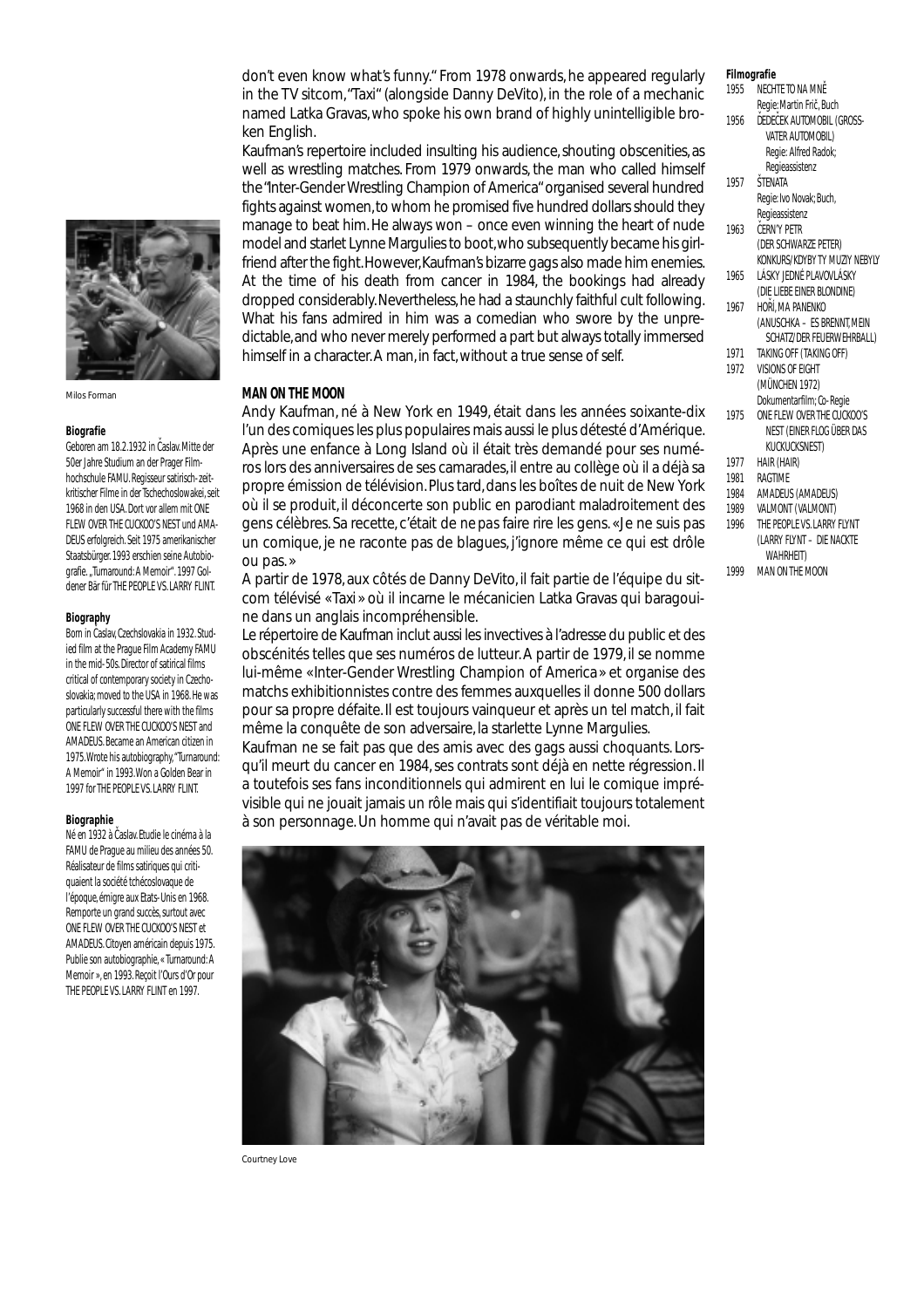don't even know what's funny." From 1978 onwards, he appeared regularly in the TV sitcom, "Taxi" (alongside Danny DeVito), in the role of a mechanic named Latka Gravas, who spoke his own brand of highly unintelligible broken English.

Kaufman's repertoire included insulting his audience, shouting obscenities, as well as wrestling matches. From 1979 onwards, the man who called himself the "Inter-Gender Wrestling Champion of America" organised several hundred fights against women, to whom he promised five hundred dollars should they manage to beat him. He always won – once even winning the heart of nude model and starlet Lynne Margulies to boot, who subsequently became his girlfriend after the fight. However, Kaufman's bizarre gags also made him enemies. At the time of his death from cancer in 1984, the bookings had already dropped considerably. Nevertheless, he had a staunchly faithful cult following. What his fans admired in him was a comedian who swore by the unpredictable, and who never merely performed a part but always totally immersed himself in a character. A man, in fact, without a true sense of self.

### MAN ON THE MOON

Andy Kaufman, né à New York en 1949, était dans les années soixante-dix l'un des comiques les plus populaires mais aussi le plus détesté d'Amérique. Après une enfance à Long Island où il était très demandé pour ses numéros lors des anniversaires de ses camarades, il entre au collège où il a déjà sa propre émission de télévision. Plus tard, dans les boîtes de nuit de New York où il se produit, il déconcerte son public en parodiant maladroitement des gens célèbres. Sa recette, c'était de *ne pas* faire rire les gens. «Je ne suis pas un comique, je ne raconte pas de blagues, j'ignore même ce qui est drôle ou pas.»

A partir de 1978, aux côtés de Danny DeVito, il fait partie de l'équipe du sitcom télévisé «Taxi» où il incarne le mécanicien Latka Gravas qui baragouine dans un anglais incompréhensible.

Le répertoire de Kaufman inclut aussi les invectives à l'adresse du public et des obscénités telles que ses numéros de lutteur. A partir de 1979, il se nomme lui-même «Inter-Gender Wrestling Champion of America» et organise des matchs exhibitionnistes contre des femmes auxquelles il donne 500 dollars pour sa propre défaite. Il est toujours vainqueur et après un tel match, il fait même la conquête de son adversaire, la starlette Lynne Margulies.

Kaufman ne se fait pas que des amis avec des gags aussi choquants. Lorsqu'il meurt du cancer en 1984, ses contrats sont déjà en nette régression. Il a toutefois ses fans inconditionnels qui admirent en lui le comique imprévisible qui ne jouait jamais un rôle mais qui s'identifiait toujours totalement à son personnage. Un homme qui n'avait pas de véritable moi.

Courtney Love

Milos Forman

#### Biografie

Geboren am 18.2.1932 in Časlav. Mitte der 50er Jahre Studium an der Prager Filmhochschule FAMU. Regisseur satirisch-zeitkritischer Filme in der Tschechoslowakei, seit 1968 in den USA. Dort vor allem mit ONE FLEW OVER THE CUCKOO'S NEST und AMADEUS erfolgreich. Seit 1975 amerikanischer Staatsbürger. 1993 erschien seine Autobiografie. „Turnaround: A Memoir". 1997 Goldener Bär für THE PEOPLE VS. LARRY FLINT.

#### Biography

Born in Caslav, Czechslovakia in 1932. Studied film at the Prague Film Academy FAMU in the mid-50s. Director of satirical films critical of contemporary society in Czechoslovakia; moved to the USA in 1968. He was particularly successful there with the films ONE FLEW OVER THE CUCKOO'S NEST and AMADEUS. Became an American citizen in 1975. Wrote his autobiography, "Turnaround: A Memoir" in 1993. Won a Golden Bear in 1997 for THE PEOPLE VS. LARRY FLINT.

#### Biographie

Né en 1932 à Časlav. Etudie le cinéma à la FAMU de Prague au milieu des années 50. Réalisateur de films satiriques qui critiquaient la société tchécoslovaque de l'époque, émigre aux Etats-Unis en 1968. Remporte un grand succès, surtout avec ONE FLEW OVER THE CUCKOO'S NEST et AMADEUS. Citoyen américain depuis 1975. Publie son autobiographie, «Turnaround: A Memoir», en 1993. Reçoit l'Ours d'Or pour THE PEOPLE VS. LARRY FLINT en 1997.

#### Filmografie

- 1955 NECHTE TO NA MNĚ
  Regie: Martin Frič, Buch
- 1956 DĚDEČEK AUTOMOBIL (GROSSVATER AUTOMOBIL)
  Regie: Alfred Radok; Regieassistenz
- 1957 ŠTĚNATA
  Regie: Ivo Novak; Buch, Regieassistenz
- 1963 ČERN'Y PETR (DER SCHWARZE PETER)
  KONKURS/KDYBY TY MUZIY NEBYLY
- 1965 LÁSKY JEDNÉ PLAVOVLÁSKY (DIE LIEBE EINER BLONDINE)
- 1967 HOŘÍ, MA PANENKO (ANUSCHKA – ES BRENNT, MEIN SCHATZ/DER FEUERWEHRBALL)
- 1971 TAKING OFF (TAKING OFF)
- 1972 VISIONS OF EIGHT (MÜNCHEN 1972)
  Dokumentarfilm; Co-Regie
- 1975 ONE FLEW OVER THE CUCKOO'S NEST (EINER FLOG ÜBER DAS KUCKUCKSNEST)
- 1977 HAIR (HAIR)
- 1981 RAGTIME
- 1984 AMADEUS (AMADEUS)
- 1989 VALMONT (VALMONT)
- 1996 THE PEOPLE VS. LARRY FLYNT (LARRY FLYNT – DIE NACKTE WAHRHEIT)
- 1999 MAN ON THE MOON